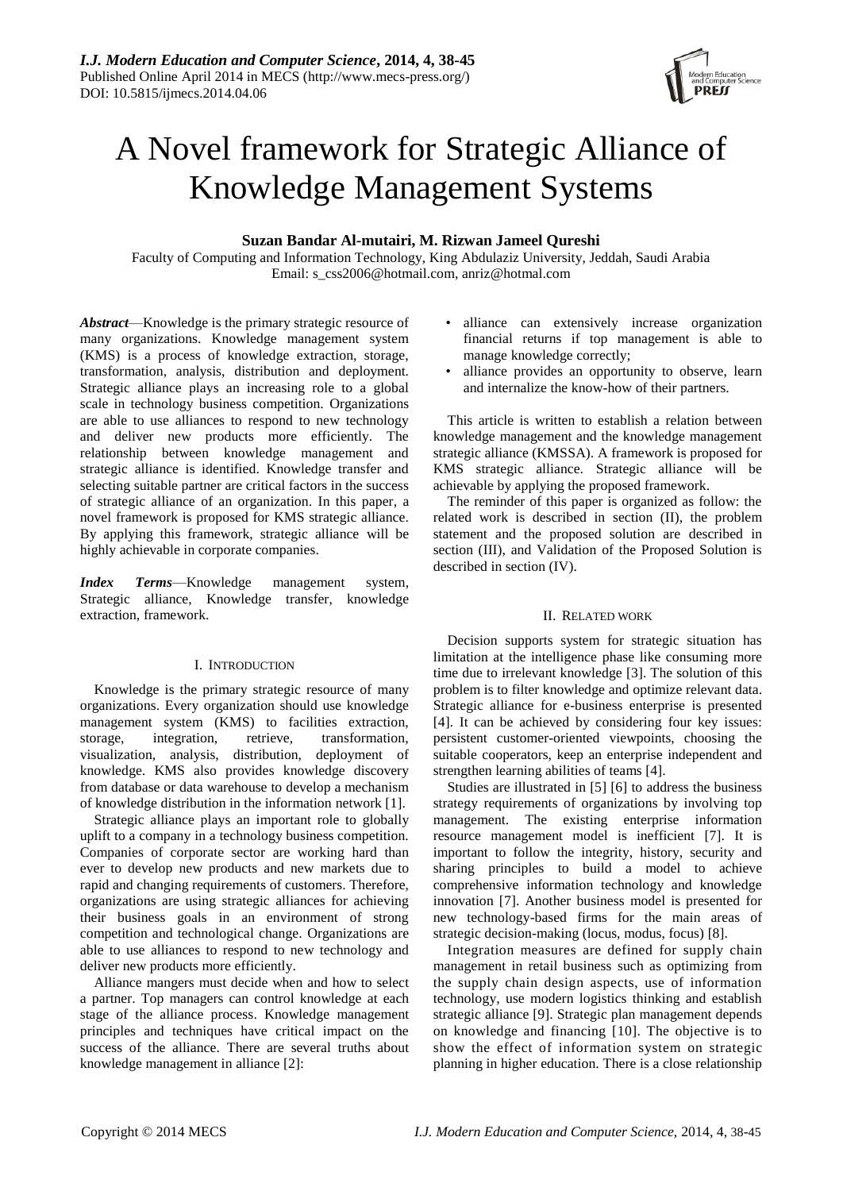# A Novel framework for Strategic Alliance of Knowledge Management Systems

**Suzan Bandar Al-mutairi, M. Rizwan Jameel Qureshi**

Faculty of Computing and Information Technology, King Abdulaziz University, Jeddah, Saudi Arabia
Email: s_css2006@hotmail.com, anriz@hotmal.com

***Abstract***—Knowledge is the primary strategic resource of many organizations. Knowledge management system (KMS) is a process of knowledge extraction, storage, transformation, analysis, distribution and deployment. Strategic alliance plays an increasing role to a global scale in technology business competition. Organizations are able to use alliances to respond to new technology and deliver new products more efficiently. The relationship between knowledge management and strategic alliance is identified. Knowledge transfer and selecting suitable partner are critical factors in the success of strategic alliance of an organization. In this paper, a novel framework is proposed for KMS strategic alliance. By applying this framework, strategic alliance will be highly achievable in corporate companies.

***Index Terms***—Knowledge management system, Strategic alliance, Knowledge transfer, knowledge extraction, framework.

## I. INTRODUCTION

Knowledge is the primary strategic resource of many organizations. Every organization should use knowledge management system (KMS) to facilities extraction, storage, integration, retrieve, transformation, visualization, analysis, distribution, deployment of knowledge. KMS also provides knowledge discovery from database or data warehouse to develop a mechanism of knowledge distribution in the information network [1].

Strategic alliance plays an important role to globally uplift to a company in a technology business competition. Companies of corporate sector are working hard than ever to develop new products and new markets due to rapid and changing requirements of customers. Therefore, organizations are using strategic alliances for achieving their business goals in an environment of strong competition and technological change. Organizations are able to use alliances to respond to new technology and deliver new products more efficiently.

Alliance mangers must decide when and how to select a partner. Top managers can control knowledge at each stage of the alliance process. Knowledge management principles and techniques have critical impact on the success of the alliance. There are several truths about knowledge management in alliance [2]:

- alliance can extensively increase organization financial returns if top management is able to manage knowledge correctly;
- alliance provides an opportunity to observe, learn and internalize the know-how of their partners.

This article is written to establish a relation between knowledge management and the knowledge management strategic alliance (KMSSA). A framework is proposed for KMS strategic alliance. Strategic alliance will be achievable by applying the proposed framework.

The reminder of this paper is organized as follow: the related work is described in section (II), the problem statement and the proposed solution are described in section (III), and Validation of the Proposed Solution is described in section (IV).

## II. RELATED WORK

Decision supports system for strategic situation has limitation at the intelligence phase like consuming more time due to irrelevant knowledge [3]. The solution of this problem is to filter knowledge and optimize relevant data. Strategic alliance for e-business enterprise is presented [4]. It can be achieved by considering four key issues: persistent customer-oriented viewpoints, choosing the suitable cooperators, keep an enterprise independent and strengthen learning abilities of teams [4].

Studies are illustrated in [5] [6] to address the business strategy requirements of organizations by involving top management. The existing enterprise information resource management model is inefficient [7]. It is important to follow the integrity, history, security and sharing principles to build a model to achieve comprehensive information technology and knowledge innovation [7]. Another business model is presented for new technology-based firms for the main areas of strategic decision-making (locus, modus, focus) [8].

Integration measures are defined for supply chain management in retail business such as optimizing from the supply chain design aspects, use of information technology, use modern logistics thinking and establish strategic alliance [9]. Strategic plan management depends on knowledge and financing [10]. The objective is to show the effect of information system on strategic planning in higher education. There is a close relationship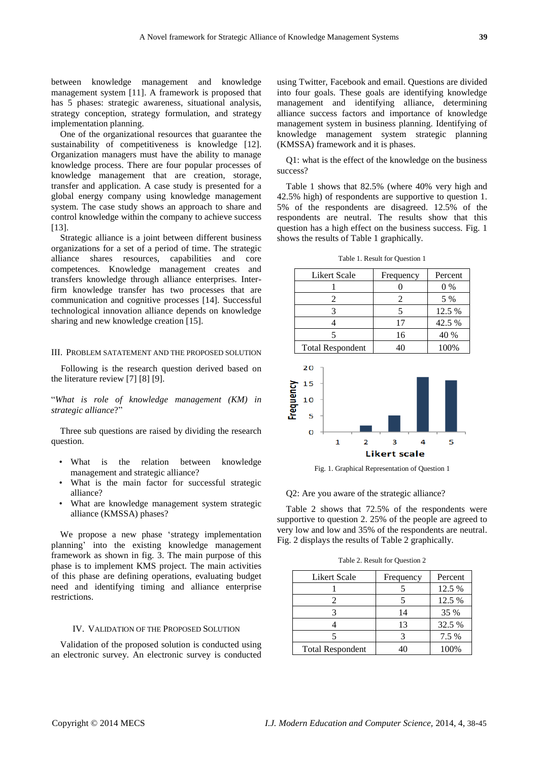between knowledge management and knowledge management system [11]. A framework is proposed that has 5 phases: strategic awareness, situational analysis, strategy conception, strategy formulation, and strategy implementation planning.

One of the organizational resources that guarantee the sustainability of competitiveness is knowledge [12]. Organization managers must have the ability to manage knowledge process. There are four popular processes of knowledge management that are creation, storage, transfer and application. A case study is presented for a global energy company using knowledge management system. The case study shows an approach to share and control knowledge within the company to achieve success [13].

Strategic alliance is a joint between different business organizations for a set of a period of time. The strategic alliance shares resources, capabilities and core competences. Knowledge management creates and transfers knowledge through alliance enterprises. Inter-firm knowledge transfer has two processes that are communication and cognitive processes [14]. Successful technological innovation alliance depends on knowledge sharing and new knowledge creation [15].

## III. Problem Satatement and the Proposed Solution

Following is the research question derived based on the literature review [7] [8] [9].

"*What is role of knowledge management (KM) in strategic alliance*?"

Three sub questions are raised by dividing the research question.

- What is the relation between knowledge management and strategic alliance?
- What is the main factor for successful strategic alliance?
- What are knowledge management system strategic alliance (KMSSA) phases?

We propose a new phase 'strategy implementation planning' into the existing knowledge management framework as shown in fig. 3. The main purpose of this phase is to implement KMS project. The main activities of this phase are defining operations, evaluating budget need and identifying timing and alliance enterprise restrictions.

## IV. Validation of the Proposed Solution

Validation of the proposed solution is conducted using an electronic survey. An electronic survey is conducted using Twitter, Facebook and email. Questions are divided into four goals. These goals are identifying knowledge management and identifying alliance, determining alliance success factors and importance of knowledge management system in business planning. Identifying of knowledge management system strategic planning (KMSSA) framework and it is phases.

Q1: what is the effect of the knowledge on the business success?

Table 1 shows that 82.5% (where 40% very high and 42.5% high) of respondents are supportive to question 1. 5% of the respondents are disagreed. 12.5% of the respondents are neutral. The results show that this question has a high effect on the business success. Fig. 1 shows the results of Table 1 graphically.

Table 1. Result for Question 1

| Likert Scale | Frequency | Percent |
|---|---|---|
| 1 | 0 | 0 % |
| 2 | 2 | 5 % |
| 3 | 5 | 12.5 % |
| 4 | 17 | 42.5 % |
| 5 | 16 | 40 % |
| Total Respondent | 40 | 100% |

Fig. 1. Graphical Representation of Question 1

Q2: Are you aware of the strategic alliance?

Table 2 shows that 72.5% of the respondents were supportive to question 2. 25% of the people are agreed to very low and low and 35% of the respondents are neutral. Fig. 2 displays the results of Table 2 graphically.

Table 2. Result for Question 2

| Likert Scale | Frequency | Percent |
|---|---|---|
| 1 | 5 | 12.5 % |
| 2 | 5 | 12.5 % |
| 3 | 14 | 35 % |
| 4 | 13 | 32.5 % |
| 5 | 3 | 7.5 % |
| Total Respondent | 40 | 100% |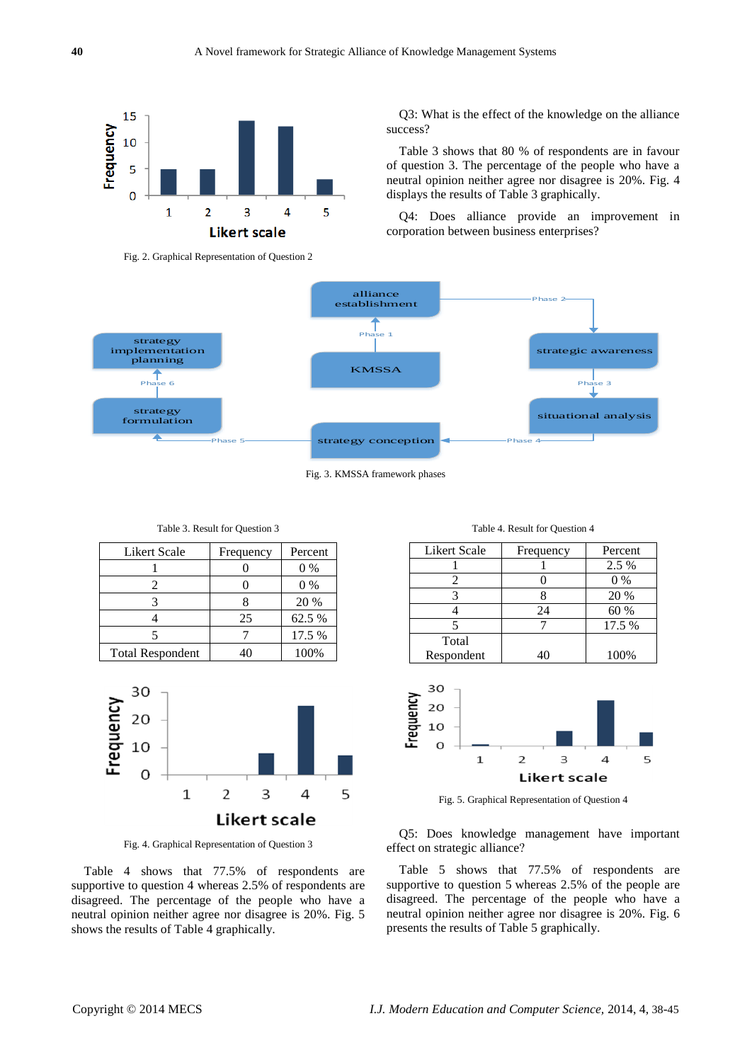Fig. 2. Graphical Representation of Question 2

Q3: What is the effect of the knowledge on the alliance success?

Table 3 shows that 80 % of respondents are in favour of question 3. The percentage of the people who have a neutral opinion neither agree nor disagree is 20%. Fig. 4 displays the results of Table 3 graphically.

Q4: Does alliance provide an improvement in corporation between business enterprises?

Fig. 3. KMSSA framework phases

Table 3. Result for Question 3

| Likert Scale | Frequency | Percent |
|---|---|---|
| 1 | 0 | 0 % |
| 2 | 0 | 0 % |
| 3 | 8 | 20 % |
| 4 | 25 | 62.5 % |
| 5 | 7 | 17.5 % |
| Total Respondent | 40 | 100% |

Table 4. Result for Question 4

| Likert Scale | Frequency | Percent |
|---|---|---|
| 1 | 1 | 2.5 % |
| 2 | 0 | 0 % |
| 3 | 8 | 20 % |
| 4 | 24 | 60 % |
| 5 | 7 | 17.5 % |
| Total Respondent | 40 | 100% |

Fig. 4. Graphical Representation of Question 3

Table 4 shows that 77.5% of respondents are supportive to question 4 whereas 2.5% of respondents are disagreed. The percentage of the people who have a neutral opinion neither agree nor disagree is 20%. Fig. 5 shows the results of Table 4 graphically.

Fig. 5. Graphical Representation of Question 4

Q5: Does knowledge management have important effect on strategic alliance?

Table 5 shows that 77.5% of respondents are supportive to question 5 whereas 2.5% of the people are disagreed. The percentage of the people who have a neutral opinion neither agree nor disagree is 20%. Fig. 6 presents the results of Table 5 graphically.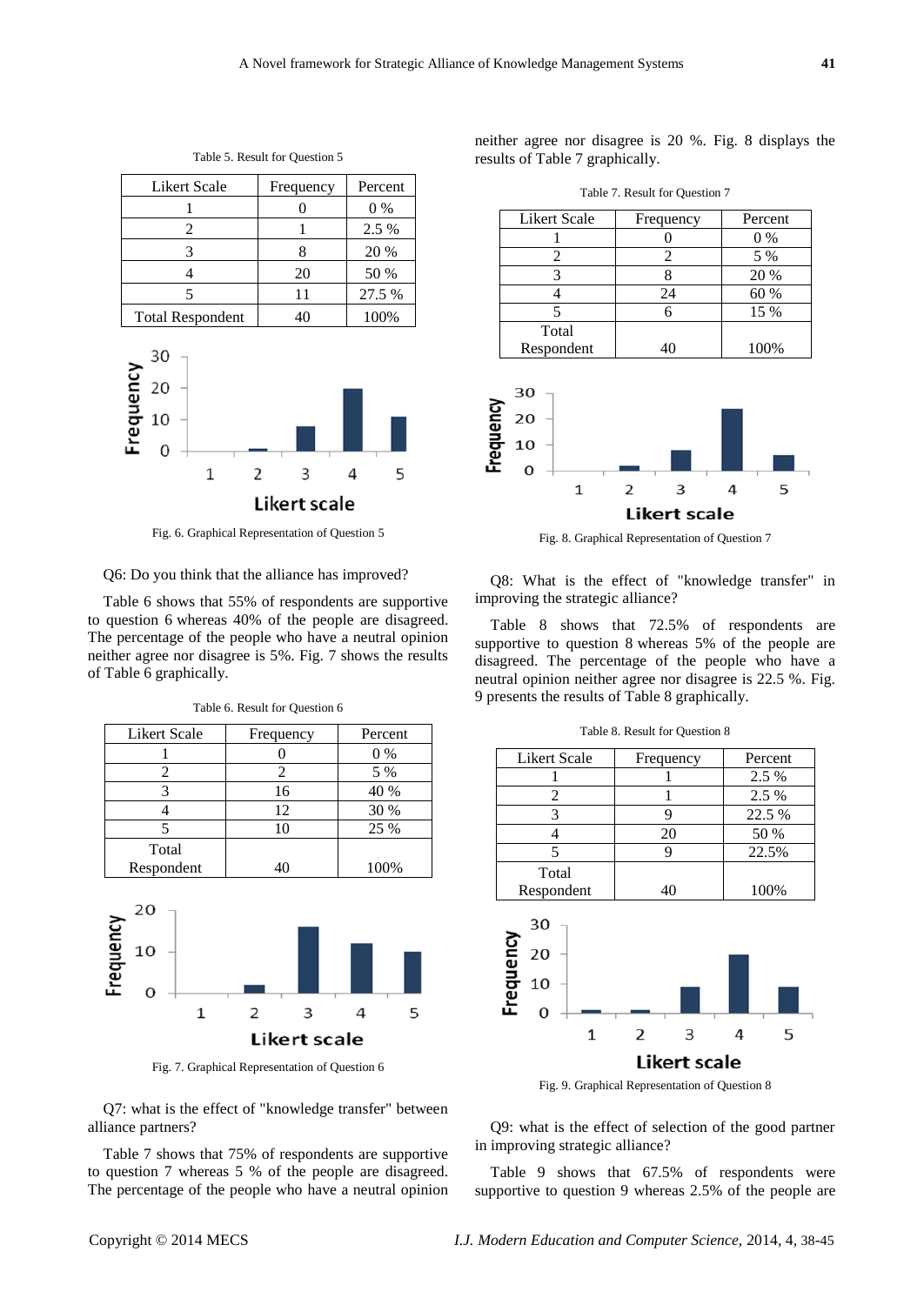Table 5. Result for Question 5

| Likert Scale | Frequency | Percent |
|---|---|---|
| 1 | 0 | 0 % |
| 2 | 1 | 2.5 % |
| 3 | 8 | 20 % |
| 4 | 20 | 50 % |
| 5 | 11 | 27.5 % |
| Total Respondent | 40 | 100% |

Fig. 6. Graphical Representation of Question 5

Q6: Do you think that the alliance has improved?

Table 6 shows that 55% of respondents are supportive to question 6 whereas 40% of the people are disagreed. The percentage of the people who have a neutral opinion neither agree nor disagree is 5%. Fig. 7 shows the results of Table 6 graphically.

Table 6. Result for Question 6

| Likert Scale | Frequency | Percent |
|---|---|---|
| 1 | 0 | 0 % |
| 2 | 2 | 5 % |
| 3 | 16 | 40 % |
| 4 | 12 | 30 % |
| 5 | 10 | 25 % |
| Total Respondent | 40 | 100% |

Fig. 7. Graphical Representation of Question 6

Q7: what is the effect of "knowledge transfer" between alliance partners?

Table 7 shows that 75% of respondents are supportive to question 7 whereas 5 % of the people are disagreed. The percentage of the people who have a neutral opinion neither agree nor disagree is 20 %. Fig. 8 displays the results of Table 7 graphically.

Table 7. Result for Question 7

| Likert Scale | Frequency | Percent |
|---|---|---|
| 1 | 0 | 0 % |
| 2 | 2 | 5 % |
| 3 | 8 | 20 % |
| 4 | 24 | 60 % |
| 5 | 6 | 15 % |
| Total Respondent | 40 | 100% |

Fig. 8. Graphical Representation of Question 7

Q8: What is the effect of "knowledge transfer" in improving the strategic alliance?

Table 8 shows that 72.5% of respondents are supportive to question 8 whereas 5% of the people are disagreed. The percentage of the people who have a neutral opinion neither agree nor disagree is 22.5 %. Fig. 9 presents the results of Table 8 graphically.

Table 8. Result for Question 8

| Likert Scale | Frequency | Percent |
|---|---|---|
| 1 | 1 | 2.5 % |
| 2 | 1 | 2.5 % |
| 3 | 9 | 22.5 % |
| 4 | 20 | 50 % |
| 5 | 9 | 22.5% |
| Total Respondent | 40 | 100% |

Fig. 9. Graphical Representation of Question 8

Q9: what is the effect of selection of the good partner in improving strategic alliance?

Table 9 shows that 67.5% of respondents were supportive to question 9 whereas 2.5% of the people are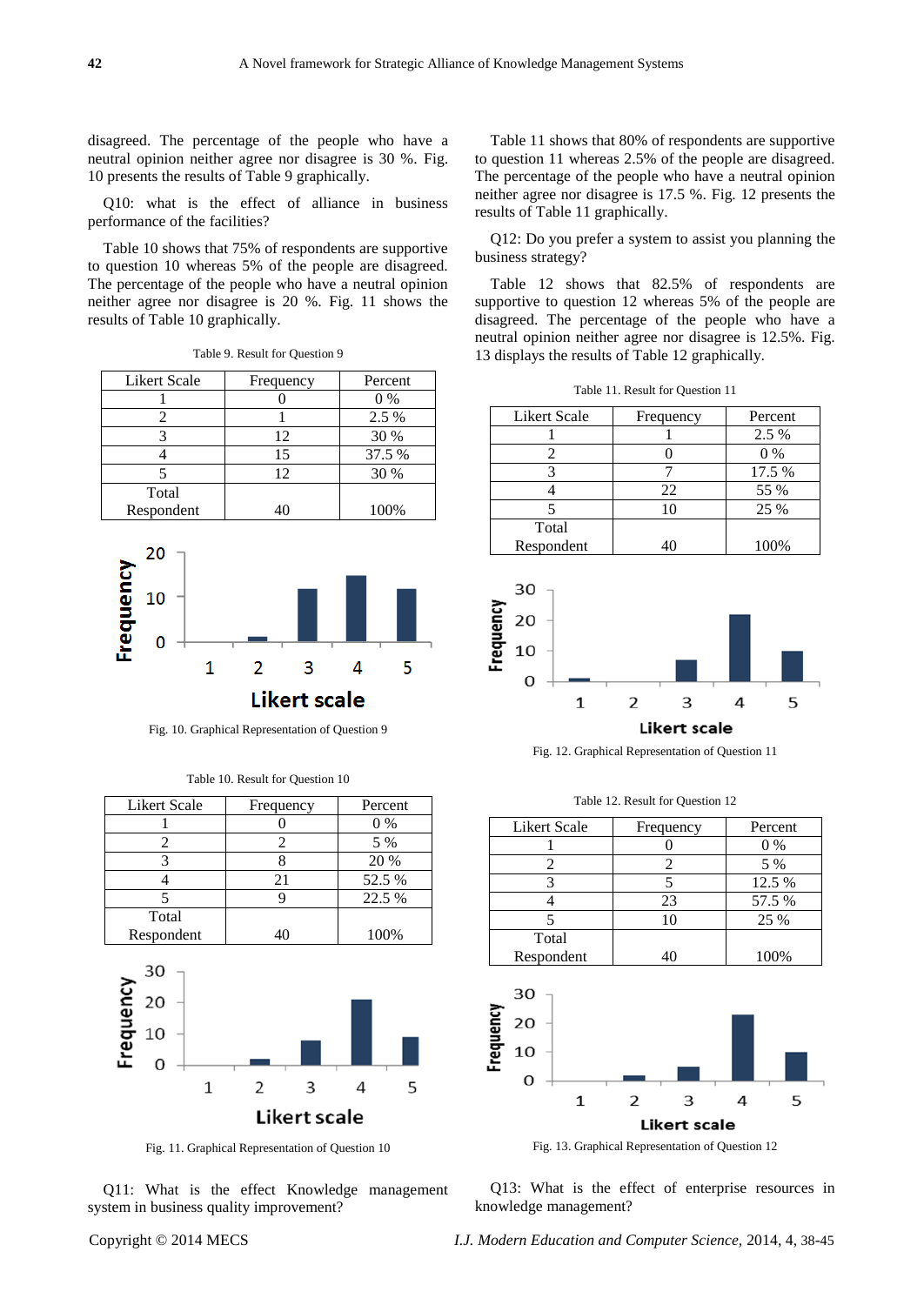disagreed. The percentage of the people who have a neutral opinion neither agree nor disagree is 30 %. Fig. 10 presents the results of Table 9 graphically.

Q10: what is the effect of alliance in business performance of the facilities?

Table 10 shows that 75% of respondents are supportive to question 10 whereas 5% of the people are disagreed. The percentage of the people who have a neutral opinion neither agree nor disagree is 20 %. Fig. 11 shows the results of Table 10 graphically.

Table 9. Result for Question 9

| Likert Scale | Frequency | Percent |
|---|---|---|
| 1 | 0 | 0 % |
| 2 | 1 | 2.5 % |
| 3 | 12 | 30 % |
| 4 | 15 | 37.5 % |
| 5 | 12 | 30 % |
| Total Respondent | 40 | 100% |

Fig. 10. Graphical Representation of Question 9

Table 10. Result for Question 10

| Likert Scale | Frequency | Percent |
|---|---|---|
| 1 | 0 | 0 % |
| 2 | 2 | 5 % |
| 3 | 8 | 20 % |
| 4 | 21 | 52.5 % |
| 5 | 9 | 22.5 % |
| Total Respondent | 40 | 100% |

Fig. 11. Graphical Representation of Question 10

Q11: What is the effect Knowledge management system in business quality improvement?

Table 11 shows that 80% of respondents are supportive to question 11 whereas 2.5% of the people are disagreed. The percentage of the people who have a neutral opinion neither agree nor disagree is 17.5 %. Fig. 12 presents the results of Table 11 graphically.

Q12: Do you prefer a system to assist you planning the business strategy?

Table 12 shows that 82.5% of respondents are supportive to question 12 whereas 5% of the people are disagreed. The percentage of the people who have a neutral opinion neither agree nor disagree is 12.5%. Fig. 13 displays the results of Table 12 graphically.

Table 11. Result for Question 11

| Likert Scale | Frequency | Percent |
|---|---|---|
| 1 | 1 | 2.5 % |
| 2 | 0 | 0 % |
| 3 | 7 | 17.5 % |
| 4 | 22 | 55 % |
| 5 | 10 | 25 % |
| Total Respondent | 40 | 100% |

Fig. 12. Graphical Representation of Question 11

Table 12. Result for Question 12

| Likert Scale | Frequency | Percent |
|---|---|---|
| 1 | 0 | 0 % |
| 2 | 2 | 5 % |
| 3 | 5 | 12.5 % |
| 4 | 23 | 57.5 % |
| 5 | 10 | 25 % |
| Total Respondent | 40 | 100% |

Fig. 13. Graphical Representation of Question 12

Q13: What is the effect of enterprise resources in knowledge management?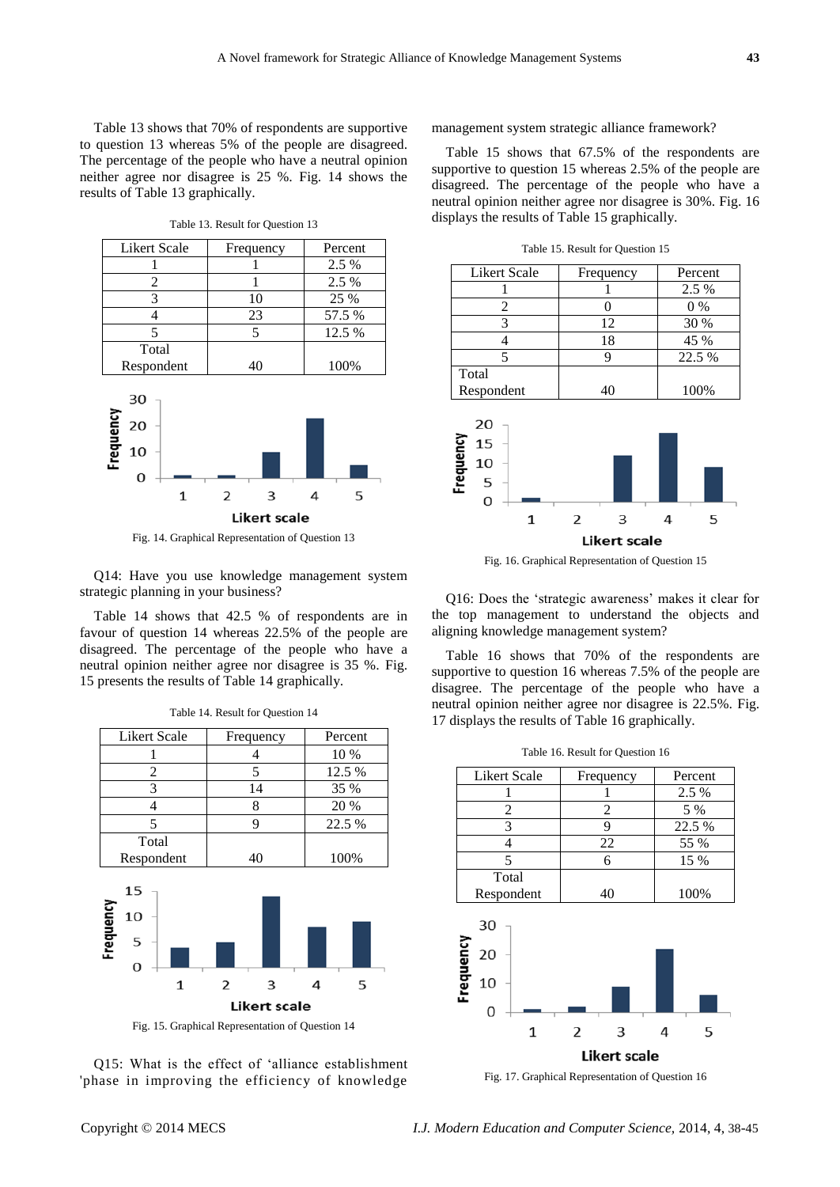Table 13 shows that 70% of respondents are supportive to question 13 whereas 5% of the people are disagreed. The percentage of the people who have a neutral opinion neither agree nor disagree is 25 %. Fig. 14 shows the results of Table 13 graphically.

Table 13. Result for Question 13

| Likert Scale | Frequency | Percent |
|---|---|---|
| 1 | 1 | 2.5 % |
| 2 | 1 | 2.5 % |
| 3 | 10 | 25 % |
| 4 | 23 | 57.5 % |
| 5 | 5 | 12.5 % |
| Total Respondent | 40 | 100% |

Fig. 14. Graphical Representation of Question 13

Q14: Have you use knowledge management system strategic planning in your business?

Table 14 shows that 42.5 % of respondents are in favour of question 14 whereas 22.5% of the people are disagreed. The percentage of the people who have a neutral opinion neither agree nor disagree is 35 %. Fig. 15 presents the results of Table 14 graphically.

Table 14. Result for Question 14

| Likert Scale | Frequency | Percent |
|---|---|---|
| 1 | 4 | 10 % |
| 2 | 5 | 12.5 % |
| 3 | 14 | 35 % |
| 4 | 8 | 20 % |
| 5 | 9 | 22.5 % |
| Total Respondent | 40 | 100% |

Fig. 15. Graphical Representation of Question 14

Q15: What is the effect of 'alliance establishment 'phase in improving the efficiency of knowledge management system strategic alliance framework?

Table 15 shows that 67.5% of the respondents are supportive to question 15 whereas 2.5% of the people are disagreed. The percentage of the people who have a neutral opinion neither agree nor disagree is 30%. Fig. 16 displays the results of Table 15 graphically.

Table 15. Result for Question 15

| Likert Scale | Frequency | Percent |
|---|---|---|
| 1 | 1 | 2.5 % |
| 2 | 0 | 0 % |
| 3 | 12 | 30 % |
| 4 | 18 | 45 % |
| 5 | 9 | 22.5 % |
| Total Respondent | 40 | 100% |

Fig. 16. Graphical Representation of Question 15

Q16: Does the 'strategic awareness' makes it clear for the top management to understand the objects and aligning knowledge management system?

Table 16 shows that 70% of the respondents are supportive to question 16 whereas 7.5% of the people are disagree. The percentage of the people who have a neutral opinion neither agree nor disagree is 22.5%. Fig. 17 displays the results of Table 16 graphically.

Table 16. Result for Question 16

| Likert Scale | Frequency | Percent |
|---|---|---|
| 1 | 1 | 2.5 % |
| 2 | 2 | 5 % |
| 3 | 9 | 22.5 % |
| 4 | 22 | 55 % |
| 5 | 6 | 15 % |
| Total Respondent | 40 | 100% |

Fig. 17. Graphical Representation of Question 16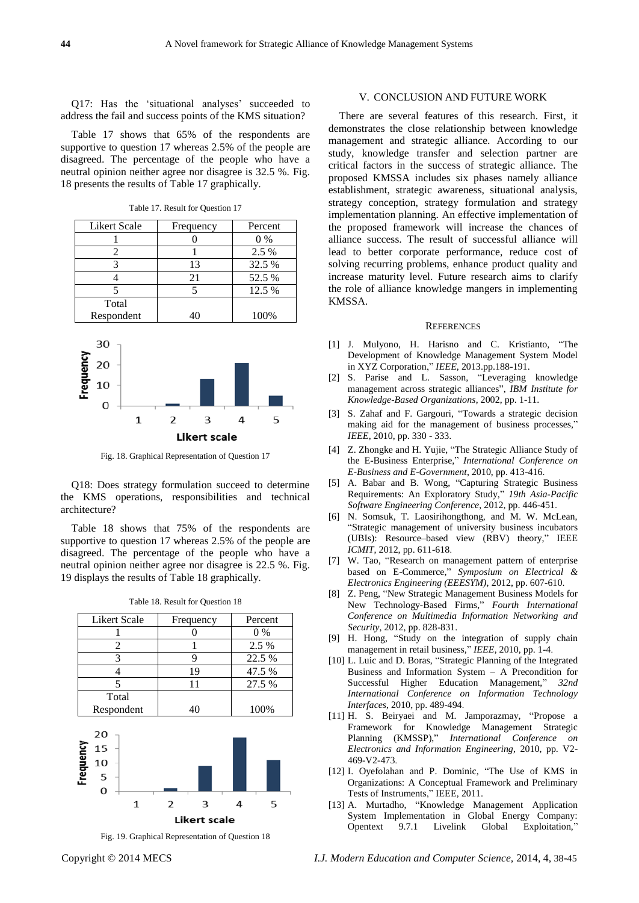Q17: Has the 'situational analyses' succeeded to address the fail and success points of the KMS situation?

Table 17 shows that 65% of the respondents are supportive to question 17 whereas 2.5% of the people are disagreed. The percentage of the people who have a neutral opinion neither agree nor disagree is 32.5 %. Fig. 18 presents the results of Table 17 graphically.

Table 17. Result for Question 17

| Likert Scale | Frequency | Percent |
|---|---|---|
| 1 | 0 | 0 % |
| 2 | 1 | 2.5 % |
| 3 | 13 | 32.5 % |
| 4 | 21 | 52.5 % |
| 5 | 5 | 12.5 % |
| Total Respondent | 40 | 100% |

Fig. 18. Graphical Representation of Question 17

Q18: Does strategy formulation succeed to determine the KMS operations, responsibilities and technical architecture?

Table 18 shows that 75% of the respondents are supportive to question 17 whereas 2.5% of the people are disagreed. The percentage of the people who have a neutral opinion neither agree nor disagree is 22.5 %. Fig. 19 displays the results of Table 18 graphically.

Table 18. Result for Question 18

| Likert Scale | Frequency | Percent |
|---|---|---|
| 1 | 0 | 0 % |
| 2 | 1 | 2.5 % |
| 3 | 9 | 22.5 % |
| 4 | 19 | 47.5 % |
| 5 | 11 | 27.5 % |
| Total Respondent | 40 | 100% |

Fig. 19. Graphical Representation of Question 18

## V. CONCLUSION AND FUTURE WORK

There are several features of this research. First, it demonstrates the close relationship between knowledge management and strategic alliance. According to our study, knowledge transfer and selection partner are critical factors in the success of strategic alliance. The proposed KMSSA includes six phases namely alliance establishment, strategic awareness, situational analysis, strategy conception, strategy formulation and strategy implementation planning. An effective implementation of the proposed framework will increase the chances of alliance success. The result of successful alliance will lead to better corporate performance, reduce cost of solving recurring problems, enhance product quality and increase maturity level. Future research aims to clarify the role of alliance knowledge mangers in implementing KMSSA.

## REFERENCES

[1] J. Mulyono, H. Harisno and C. Kristianto, "The Development of Knowledge Management System Model in XYZ Corporation," *IEEE*, 2013.pp.188-191.

[2] S. Parise and L. Sasson, "Leveraging knowledge management across strategic alliances", *IBM Institute for Knowledge-Based Organizations*, 2002, pp. 1-11.

[3] S. Zahaf and F. Gargouri, "Towards a strategic decision making aid for the management of business processes," *IEEE*, 2010, pp. 330 - 333.

[4] Z. Zhongke and H. Yujie, "The Strategic Alliance Study of the E-Business Enterprise," *International Conference on E-Business and E-Government*, 2010, pp. 413-416.

[5] A. Babar and B. Wong, "Capturing Strategic Business Requirements: An Exploratory Study," *19th Asia-Pacific Software Engineering Conference*, 2012, pp. 446-451.

[6] N. Somsuk, T. Laosirihongthong, and M. W. McLean, "Strategic management of university business incubators (UBIs): Resource–based view (RBV) theory," IEEE *ICMIT*, 2012, pp. 611-618.

[7] W. Tao, "Research on management pattern of enterprise based on E-Commerce," *Symposium on Electrical & Electronics Engineering (EEESYM)*, 2012, pp. 607-610.

[8] Z. Peng, "New Strategic Management Business Models for New Technology-Based Firms," *Fourth International Conference on Multimedia Information Networking and Security*, 2012, pp. 828-831.

[9] H. Hong, "Study on the integration of supply chain management in retail business," *IEEE*, 2010, pp. 1-4.

[10] L. Luic and D. Boras, "Strategic Planning of the Integrated Business and Information System – A Precondition for Successful Higher Education Management," *32nd International Conference on Information Technology Interfaces*, 2010, pp. 489-494.

[11] H. S. Beiryaei and M. Jamporazmay, "Propose a Framework for Knowledge Management Strategic Planning (KMSSP)," *International Conference on Electronics and Information Engineering*, 2010, pp. V2-469-V2-473.

[12] I. Oyefolahan and P. Dominic, "The Use of KMS in Organizations: A Conceptual Framework and Preliminary Tests of Instruments," IEEE, 2011.

[13] A. Murtadho, "Knowledge Management Application System Implementation in Global Energy Company: Opentext 9.7.1 Livelink Global Exploitation,"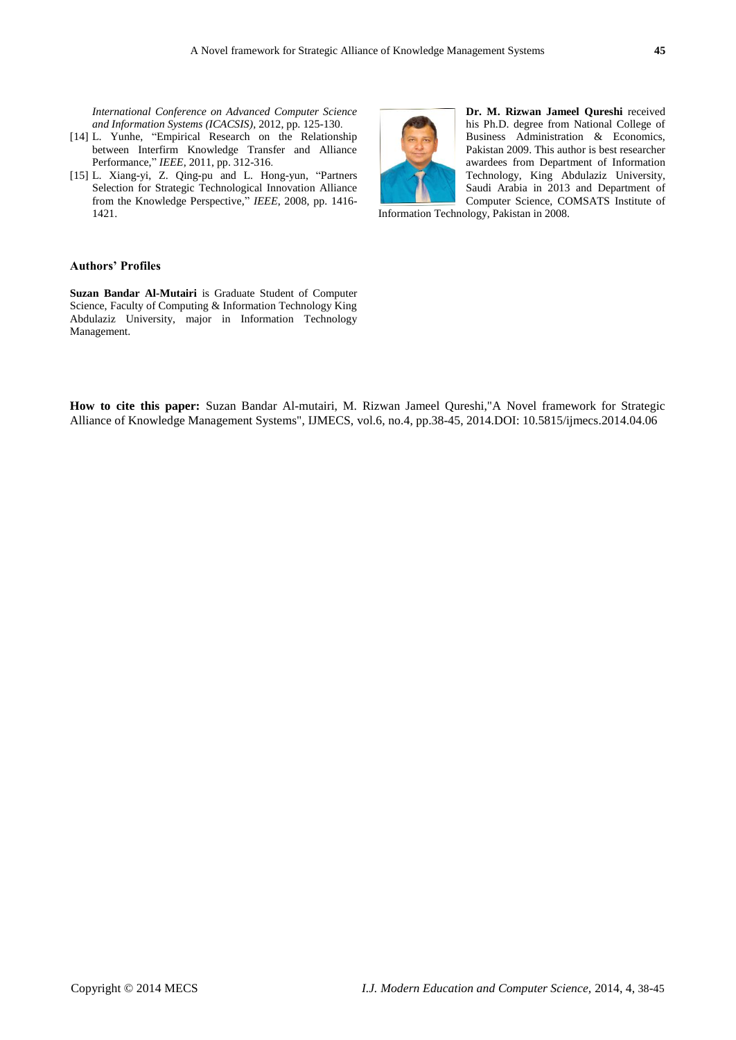*International Conference on Advanced Computer Science and Information Systems (ICACSIS)*, 2012, pp. 125-130.

[14] L. Yunhe, "Empirical Research on the Relationship between Interfirm Knowledge Transfer and Alliance Performance," *IEEE*, 2011, pp. 312-316.

[15] L. Xiang-yi, Z. Qing-pu and L. Hong-yun, "Partners Selection for Strategic Technological Innovation Alliance from the Knowledge Perspective," *IEEE*, 2008, pp. 1416-1421.

### Authors' Profiles

**Suzan Bandar Al-Mutairi** is Graduate Student of Computer Science, Faculty of Computing & Information Technology King Abdulaziz University, major in Information Technology Management.

**Dr. M. Rizwan Jameel Qureshi** received his Ph.D. degree from National College of Business Administration & Economics, Pakistan 2009. This author is best researcher awardees from Department of Information Technology, King Abdulaziz University, Saudi Arabia in 2013 and Department of Computer Science, COMSATS Institute of Information Technology, Pakistan in 2008.

**How to cite this paper:** Suzan Bandar Al-mutairi, M. Rizwan Jameel Qureshi,"A Novel framework for Strategic Alliance of Knowledge Management Systems", IJMECS, vol.6, no.4, pp.38-45, 2014.DOI: 10.5815/ijmecs.2014.04.06